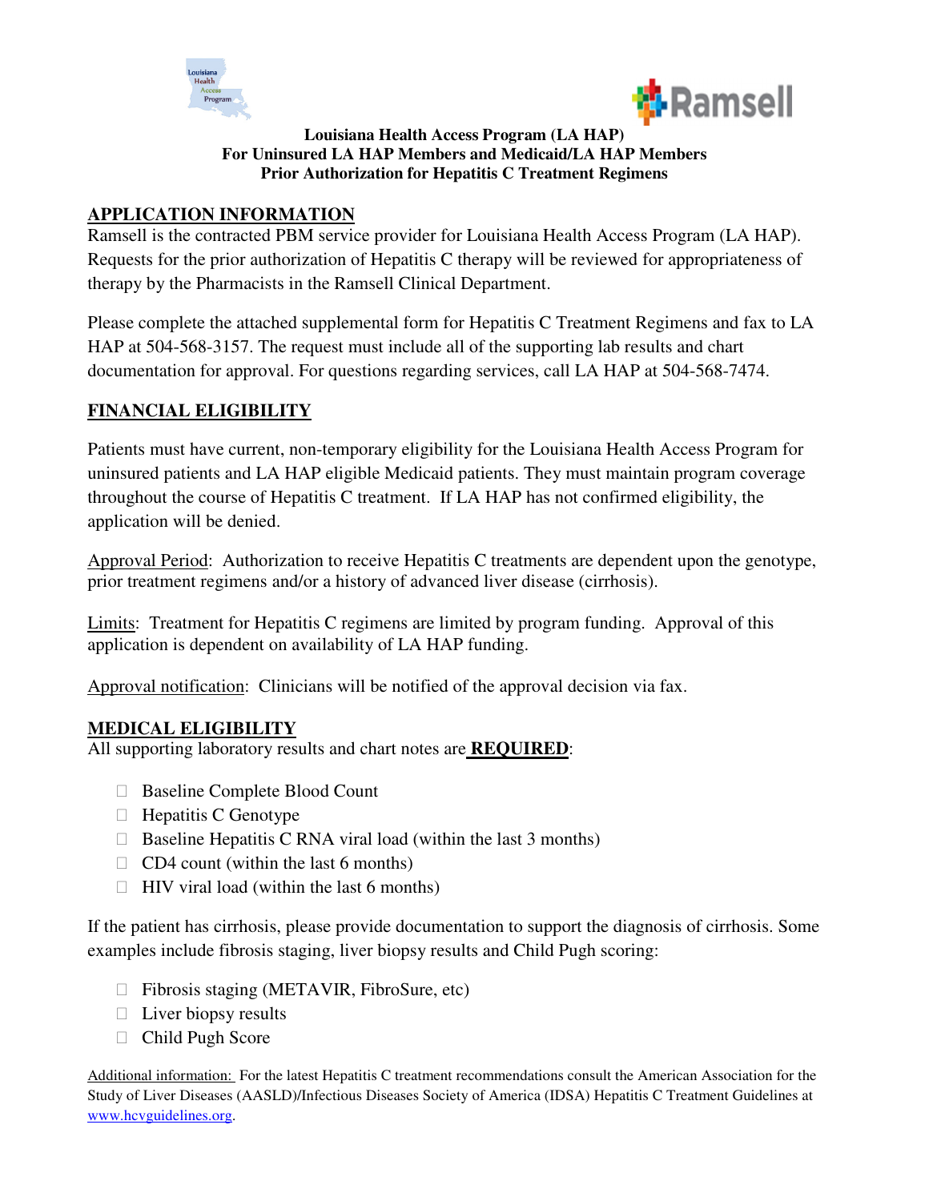**Louisiana Health Access Program (LA HAP)**
**For Uninsured LA HAP Members and Medicaid/LA HAP Members**
**Prior Authorization for Hepatitis C Treatment Regimens**

## APPLICATION INFORMATION

Ramsell is the contracted PBM service provider for Louisiana Health Access Program (LA HAP). Requests for the prior authorization of Hepatitis C therapy will be reviewed for appropriateness of therapy by the Pharmacists in the Ramsell Clinical Department.

Please complete the attached supplemental form for Hepatitis C Treatment Regimens and fax to LA HAP at 504-568-3157. The request must include all of the supporting lab results and chart documentation for approval. For questions regarding services, call LA HAP at 504-568-7474.

## FINANCIAL ELIGIBILITY

Patients must have current, non-temporary eligibility for the Louisiana Health Access Program for uninsured patients and LA HAP eligible Medicaid patients. They must maintain program coverage throughout the course of Hepatitis C treatment. If LA HAP has not confirmed eligibility, the application will be denied.

Approval Period: Authorization to receive Hepatitis C treatments are dependent upon the genotype, prior treatment regimens and/or a history of advanced liver disease (cirrhosis).

Limits: Treatment for Hepatitis C regimens are limited by program funding. Approval of this application is dependent on availability of LA HAP funding.

Approval notification: Clinicians will be notified of the approval decision via fax.

## MEDICAL ELIGIBILITY

All supporting laboratory results and chart notes are **REQUIRED**:

- ☐ Baseline Complete Blood Count
- ☐ Hepatitis C Genotype
- ☐ Baseline Hepatitis C RNA viral load (within the last 3 months)
- ☐ CD4 count (within the last 6 months)
- ☐ HIV viral load (within the last 6 months)

If the patient has cirrhosis, please provide documentation to support the diagnosis of cirrhosis. Some examples include fibrosis staging, liver biopsy results and Child Pugh scoring:

- ☐ Fibrosis staging (METAVIR, FibroSure, etc)
- ☐ Liver biopsy results
- ☐ Child Pugh Score

Additional information: For the latest Hepatitis C treatment recommendations consult the American Association for the Study of Liver Diseases (AASLD)/Infectious Diseases Society of America (IDSA) Hepatitis C Treatment Guidelines at www.hcvguidelines.org.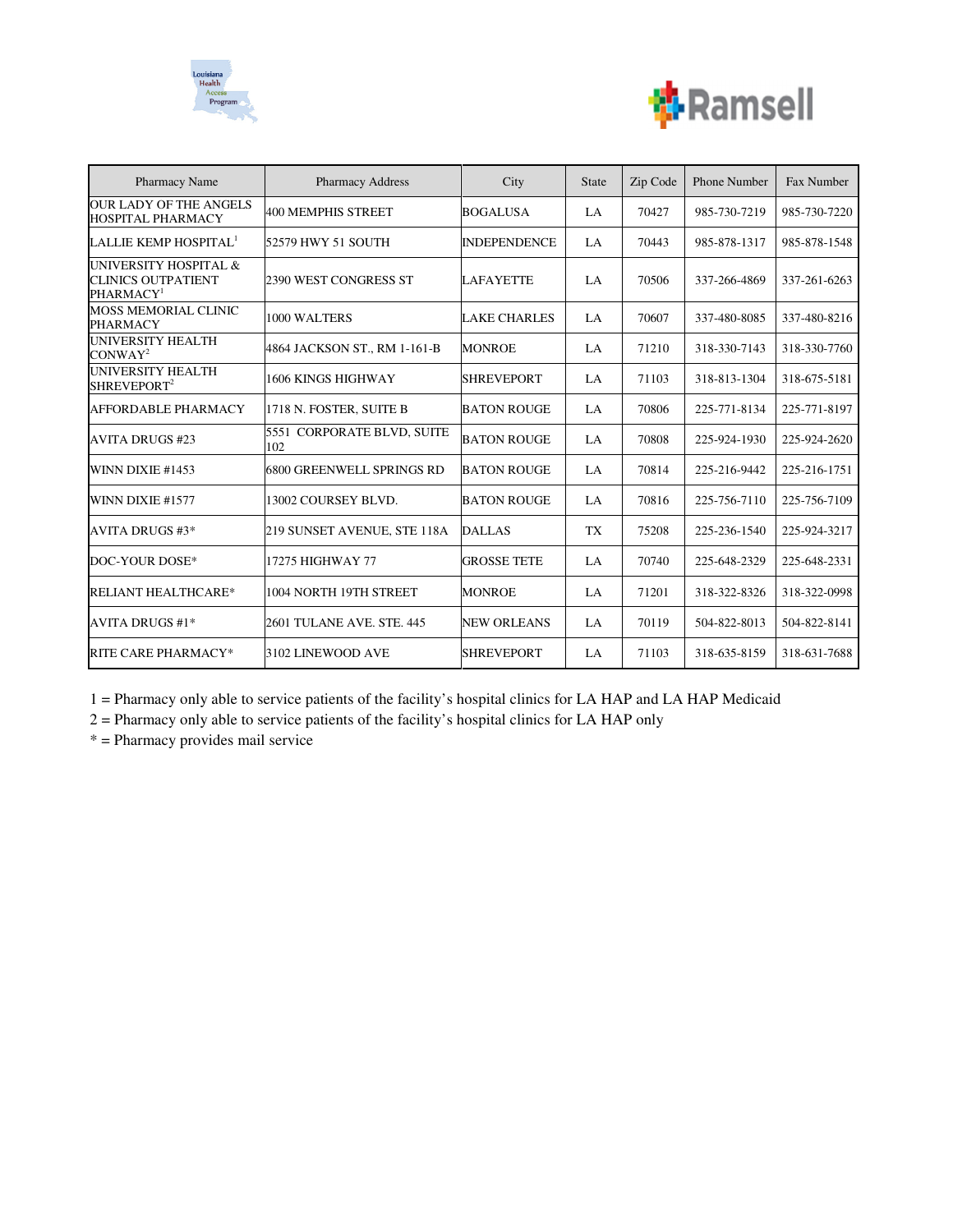| Pharmacy Name | Pharmacy Address | City | State | Zip Code | Phone Number | Fax Number |
|---|---|---|---|---|---|---|
| OUR LADY OF THE ANGELS HOSPITAL PHARMACY | 400 MEMPHIS STREET | BOGALUSA | LA | 70427 | 985-730-7219 | 985-730-7220 |
| LALLIE KEMP HOSPITAL[1] | 52579 HWY 51 SOUTH | INDEPENDENCE | LA | 70443 | 985-878-1317 | 985-878-1548 |
| UNIVERSITY HOSPITAL & CLINICS OUTPATIENT PHARMACY[1] | 2390 WEST CONGRESS ST | LAFAYETTE | LA | 70506 | 337-266-4869 | 337-261-6263 |
| MOSS MEMORIAL CLINIC PHARMACY | 1000 WALTERS | LAKE CHARLES | LA | 70607 | 337-480-8085 | 337-480-8216 |
| UNIVERSITY HEALTH CONWAY[2] | 4864 JACKSON ST., RM 1-161-B | MONROE | LA | 71210 | 318-330-7143 | 318-330-7760 |
| UNIVERSITY HEALTH SHREVEPORT[2] | 1606 KINGS HIGHWAY | SHREVEPORT | LA | 71103 | 318-813-1304 | 318-675-5181 |
| AFFORDABLE PHARMACY | 1718 N. FOSTER, SUITE B | BATON ROUGE | LA | 70806 | 225-771-8134 | 225-771-8197 |
| AVITA DRUGS #23 | 5551 CORPORATE BLVD, SUITE 102 | BATON ROUGE | LA | 70808 | 225-924-1930 | 225-924-2620 |
| WINN DIXIE #1453 | 6800 GREENWELL SPRINGS RD | BATON ROUGE | LA | 70814 | 225-216-9442 | 225-216-1751 |
| WINN DIXIE #1577 | 13002 COURSEY BLVD. | BATON ROUGE | LA | 70816 | 225-756-7110 | 225-756-7109 |
| AVITA DRUGS #3* | 219 SUNSET AVENUE, STE 118A | DALLAS | TX | 75208 | 225-236-1540 | 225-924-3217 |
| DOC-YOUR DOSE* | 17275 HIGHWAY 77 | GROSSE TETE | LA | 70740 | 225-648-2329 | 225-648-2331 |
| RELIANT HEALTHCARE* | 1004 NORTH 19TH STREET | MONROE | LA | 71201 | 318-322-8326 | 318-322-0998 |
| AVITA DRUGS #1* | 2601 TULANE AVE. STE. 445 | NEW ORLEANS | LA | 70119 | 504-822-8013 | 504-822-8141 |
| RITE CARE PHARMACY* | 3102 LINEWOOD AVE | SHREVEPORT | LA | 71103 | 318-635-8159 | 318-631-7688 |

1 = Pharmacy only able to service patients of the facility's hospital clinics for LA HAP and LA HAP Medicaid

2 = Pharmacy only able to service patients of the facility's hospital clinics for LA HAP only

* = Pharmacy provides mail service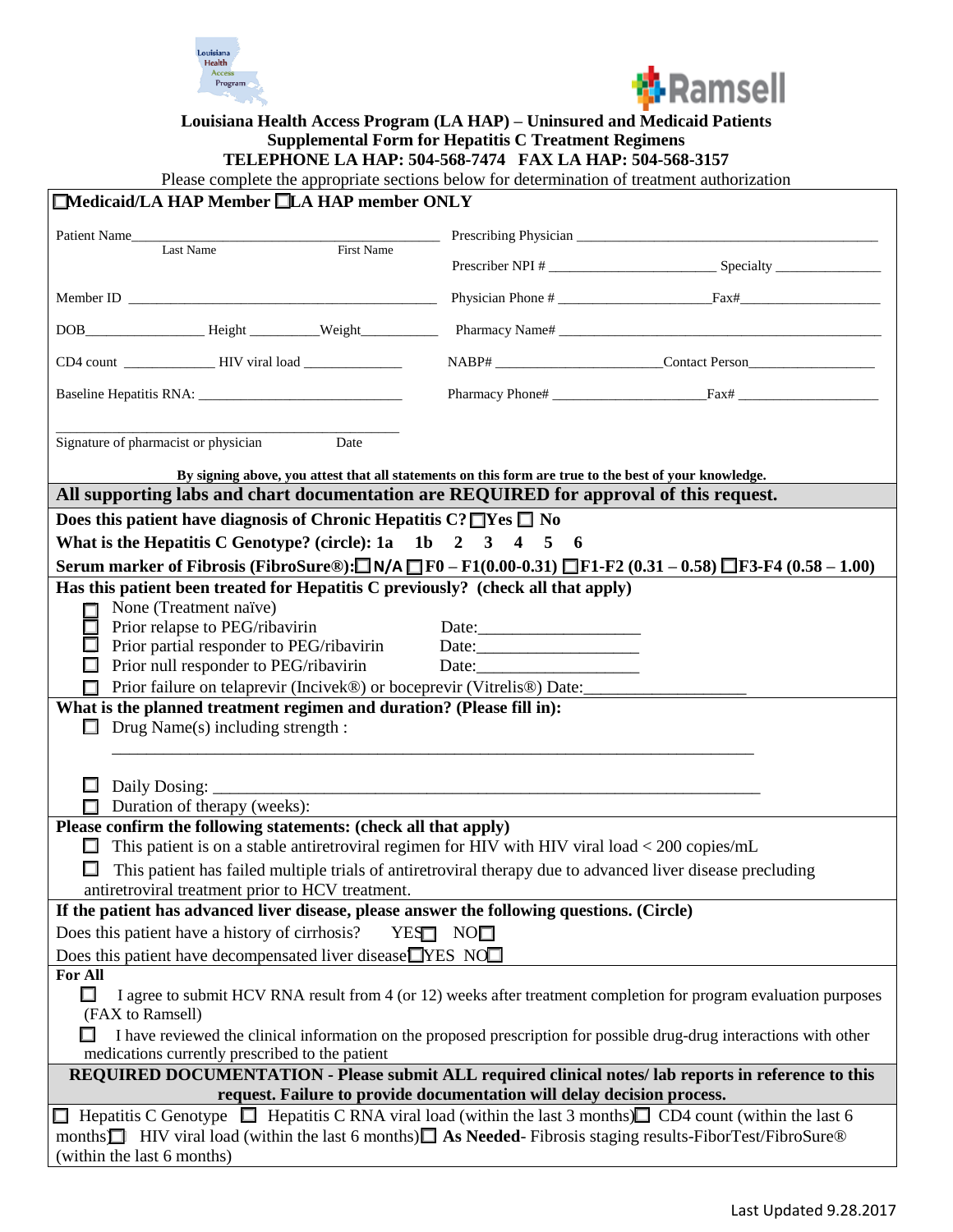Louisiana Health Access Program

Ramsell

**Louisiana Health Access Program (LA HAP) – Uninsured and Medicaid Patients**
**Supplemental Form for Hepatitis C Treatment Regimens**
**TELEPHONE LA HAP: 504-568-7474 FAX LA HAP: 504-568-3157**

Please complete the appropriate sections below for determination of treatment authorization

☐ **Medicaid/LA HAP Member** ☐ **LA HAP member ONLY**

Patient Name\_\_\_\_\_\_\_\_\_\_\_\_\_\_\_\_\_\_\_\_\_\_\_\_\_\_\_\_\_\_\_\_\_\_\_\_\_\_\_\_
Last Name First Name

Prescribing Physician \_\_\_\_\_\_\_\_\_\_\_\_\_\_\_\_\_\_\_\_\_\_\_\_\_\_\_\_\_\_\_\_\_\_\_\_\_\_\_\_

Prescriber NPI # \_\_\_\_\_\_\_\_\_\_\_\_\_\_\_\_\_\_\_\_\_\_ Specialty \_\_\_\_\_\_\_\_\_\_\_\_\_\_\_

Member ID \_\_\_\_\_\_\_\_\_\_\_\_\_\_\_\_\_\_\_\_\_\_\_\_\_\_\_\_\_\_\_\_\_\_\_\_\_\_\_\_

Physician Phone # \_\_\_\_\_\_\_\_\_\_\_\_\_\_\_\_\_\_\_\_\_Fax#\_\_\_\_\_\_\_\_\_\_\_\_\_\_\_\_\_\_\_

DOB\_\_\_\_\_\_\_\_\_\_\_\_\_\_\_\_ Height \_\_\_\_\_\_\_\_\_Weight\_\_\_\_\_\_\_\_\_\_\_

Pharmacy Name# \_\_\_\_\_\_\_\_\_\_\_\_\_\_\_\_\_\_\_\_\_\_\_\_\_\_\_\_\_\_\_\_\_\_\_\_\_\_\_\_\_\_\_\_

CD4 count \_\_\_\_\_\_\_\_\_\_\_\_\_ HIV viral load \_\_\_\_\_\_\_\_\_\_\_\_\_\_

NABP# \_\_\_\_\_\_\_\_\_\_\_\_\_\_\_\_\_\_\_\_\_\_\_\_Contact Person\_\_\_\_\_\_\_\_\_\_\_\_\_\_\_\_\_\_

Baseline Hepatitis RNA: \_\_\_\_\_\_\_\_\_\_\_\_\_\_\_\_\_\_\_\_\_\_\_\_\_\_\_\_\_\_

Pharmacy Phone# \_\_\_\_\_\_\_\_\_\_\_\_\_\_\_\_\_\_\_\_\_Fax# \_\_\_\_\_\_\_\_\_\_\_\_\_\_\_\_\_\_\_\_

\_\_\_\_\_\_\_\_\_\_\_\_\_\_\_\_\_\_\_\_\_\_\_\_\_\_\_\_\_\_\_\_\_\_\_\_\_\_\_\_\_\_\_\_\_\_\_\_
Signature of pharmacist or physician Date

**By signing above, you attest that all statements on this form are true to the best of your knowledge.**

**All supporting labs and chart documentation are REQUIRED for approval of this request.**

**Does this patient have diagnosis of Chronic Hepatitis C?** ☐ **Yes** ☐ **No**

**What is the Hepatitis C Genotype? (circle): 1a 1b 2 3 4 5 6**

**Serum marker of Fibrosis (FibroSure®):** ☐ **N/A** ☐ **F0 – F1(0.00-0.31)** ☐ **F1-F2 (0.31 – 0.58)** ☐ **F3-F4 (0.58 – 1.00)**

**Has this patient been treated for Hepatitis C previously? (check all that apply)**

- ☐ None (Treatment naïve)
- ☐ Prior relapse to PEG/ribavirin Date:\_\_\_\_\_\_\_\_\_\_\_\_\_\_\_\_\_\_\_
- ☐ Prior partial responder to PEG/ribavirin Date:\_\_\_\_\_\_\_\_\_\_\_\_\_\_\_\_\_\_\_
- ☐ Prior null responder to PEG/ribavirin Date:\_\_\_\_\_\_\_\_\_\_\_\_\_\_\_\_\_\_\_
- ☐ Prior failure on telaprevir (Incivek®) or boceprevir (Vitrelis®) Date:\_\_\_\_\_\_\_\_\_\_\_\_\_\_\_\_\_\_\_

**What is the planned treatment regimen and duration? (Please fill in):**

- ☐ Drug Name(s) including strength :
  \_\_\_\_\_\_\_\_\_\_\_\_\_\_\_\_\_\_\_\_\_\_\_\_\_\_\_\_\_\_\_\_\_\_\_\_\_\_\_\_\_\_\_\_\_\_\_\_\_\_\_\_\_\_\_\_\_\_\_\_\_\_\_\_\_\_\_\_\_\_\_\_
- ☐ Daily Dosing: \_\_\_\_\_\_\_\_\_\_\_\_\_\_\_\_\_\_\_\_\_\_\_\_\_\_\_\_\_\_\_\_\_\_\_\_\_\_\_\_\_\_\_\_\_\_\_\_\_\_\_\_\_\_\_\_\_\_\_\_\_\_
- ☐ Duration of therapy (weeks):

**Please confirm the following statements: (check all that apply)**

- ☐ This patient is on a stable antiretroviral regimen for HIV with HIV viral load < 200 copies/mL
- ☐ This patient has failed multiple trials of antiretroviral therapy due to advanced liver disease precluding antiretroviral treatment prior to HCV treatment.

**If the patient has advanced liver disease, please answer the following questions. (Circle)**

Does this patient have a history of cirrhosis? YES ☐ NO ☐

Does this patient have decompensated liver disease ☐ YES NO ☐

**For All**

- ☐ I agree to submit HCV RNA result from 4 (or 12) weeks after treatment completion for program evaluation purposes (FAX to Ramsell)
- ☐ I have reviewed the clinical information on the proposed prescription for possible drug-drug interactions with other medications currently prescribed to the patient

**REQUIRED DOCUMENTATION - Please submit ALL required clinical notes/ lab reports in reference to this request. Failure to provide documentation will delay decision process.**

☐ Hepatitis C Genotype ☐ Hepatitis C RNA viral load (within the last 3 months) ☐ CD4 count (within the last 6 months) ☐ HIV viral load (within the last 6 months) ☐ **As Needed**- Fibrosis staging results-FiborTest/FibroSure® (within the last 6 months)

Last Updated 9.28.2017